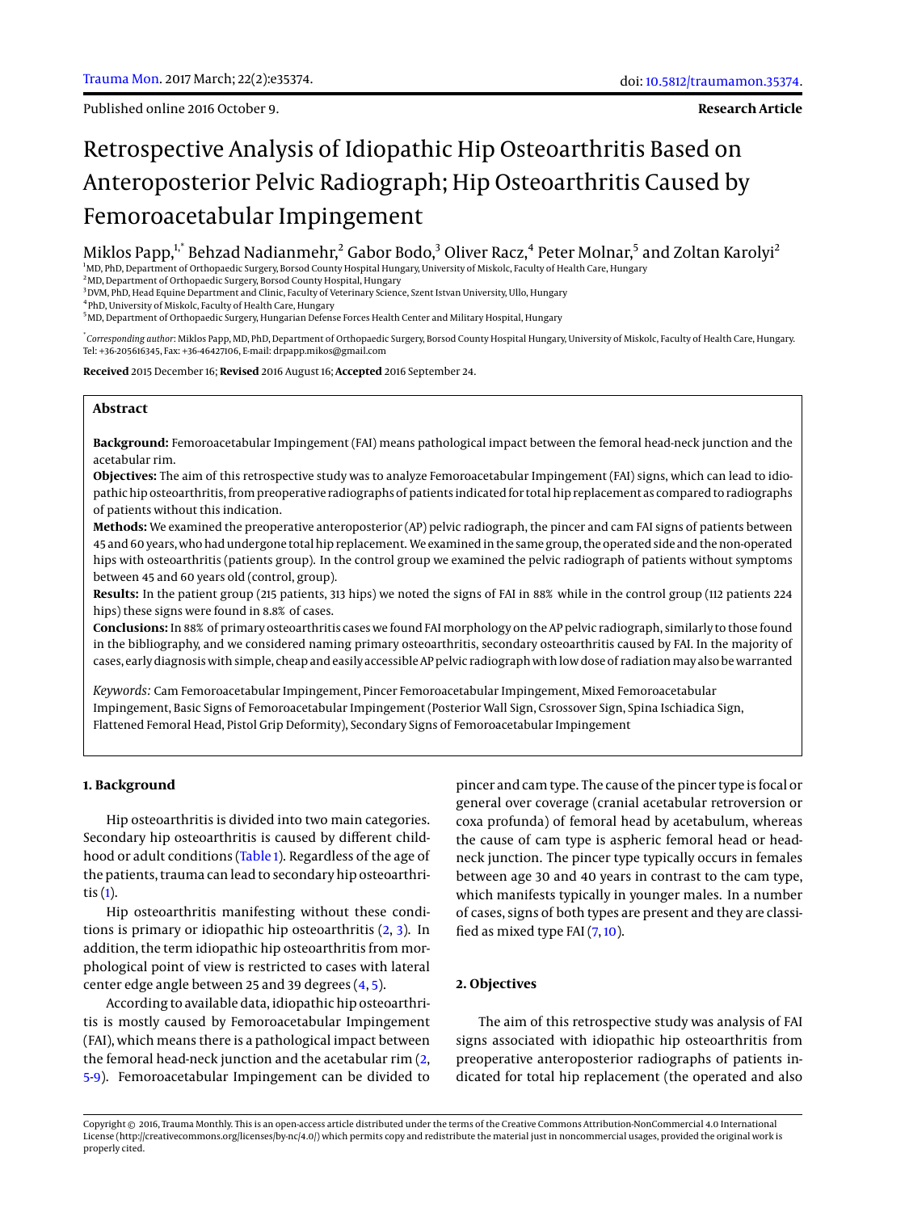Published online 2016 October 9.

**Research Article**

# Retrospective Analysis of Idiopathic Hip Osteoarthritis Based on Anteroposterior Pelvic Radiograph; Hip Osteoarthritis Caused by Femoroacetabular Impingement

Miklos Papp,[1,*] Behzad Nadianmehr,[2] Gabor Bodo,[3] Oliver Racz,[4] Peter Molnar,[5] and Zoltan Karolyi[2]

[1]MD, PhD, Department of Orthopaedic Surgery, Borsod County Hospital Hungary, University of Miskolc, Faculty of Health Care, Hungary
[2]MD, Department of Orthopaedic Surgery, Borsod County Hospital, Hungary
[3]DVM, PhD, Head Equine Department and Clinic, Faculty of Veterinary Science, Szent Istvan University, Ullo, Hungary
[4]PhD, University of Miskolc, Faculty of Health Care, Hungary
[5]MD, Department of Orthopaedic Surgery, Hungarian Defense Forces Health Center and Military Hospital, Hungary

[*]*Corresponding author*: Miklos Papp, MD, PhD, Department of Orthopaedic Surgery, Borsod County Hospital Hungary, University of Miskolc, Faculty of Health Care, Hungary. Tel: +36-205616345, Fax: +36-46427106, E-mail: drpapp.mikos@gmail.com

**Received** 2015 December 16; **Revised** 2016 August 16; **Accepted** 2016 September 24.

## Abstract

**Background:** Femoroacetabular Impingement (FAI) means pathological impact between the femoral head-neck junction and the acetabular rim.

**Objectives:** The aim of this retrospective study was to analyze Femoroacetabular Impingement (FAI) signs, which can lead to idiopathic hip osteoarthritis, from preoperative radiographs of patients indicated for total hip replacement as compared to radiographs of patients without this indication.

**Methods:** We examined the preoperative anteroposterior (AP) pelvic radiograph, the pincer and cam FAI signs of patients between 45 and 60 years, who had undergone total hip replacement. We examined in the same group, the operated side and the non-operated hips with osteoarthritis (patients group). In the control group we examined the pelvic radiograph of patients without symptoms between 45 and 60 years old (control, group).

**Results:** In the patient group (215 patients, 313 hips) we noted the signs of FAI in 88% while in the control group (112 patients 224 hips) these signs were found in 8.8% of cases.

**Conclusions:** In 88% of primary osteoarthritis cases we found FAI morphology on the AP pelvic radiograph, similarly to those found in the bibliography, and we considered naming primary osteoarthritis, secondary osteoarthritis caused by FAI. In the majority of cases, early diagnosis with simple, cheap and easily accessible AP pelvic radiograph with low dose of radiation may also be warranted

*Keywords:* Cam Femoroacetabular Impingement, Pincer Femoroacetabular Impingement, Mixed Femoroacetabular Impingement, Basic Signs of Femoroacetabular Impingement (Posterior Wall Sign, Csrossover Sign, Spina Ischiadica Sign, Flattened Femoral Head, Pistol Grip Deformity), Secondary Signs of Femoroacetabular Impingement

## 1. Background

Hip osteoarthritis is divided into two main categories. Secondary hip osteoarthritis is caused by different childhood or adult conditions (Table 1). Regardless of the age of the patients, trauma can lead to secondary hip osteoarthritis (1).

Hip osteoarthritis manifesting without these conditions is primary or idiopathic hip osteoarthritis (2, 3). In addition, the term idiopathic hip osteoarthritis from morphological point of view is restricted to cases with lateral center edge angle between 25 and 39 degrees (4, 5).

According to available data, idiopathic hip osteoarthritis is mostly caused by Femoroacetabular Impingement (FAI), which means there is a pathological impact between the femoral head-neck junction and the acetabular rim (2, 5-9). Femoroacetabular Impingement can be divided to pincer and cam type. The cause of the pincer type is focal or general over coverage (cranial acetabular retroversion or coxa profunda) of femoral head by acetabulum, whereas the cause of cam type is aspheric femoral head or head-neck junction. The pincer type typically occurs in females between age 30 and 40 years in contrast to the cam type, which manifests typically in younger males. In a number of cases, signs of both types are present and they are classified as mixed type FAI (7, 10).

## 2. Objectives

The aim of this retrospective study was analysis of FAI signs associated with idiopathic hip osteoarthritis from preoperative anteroposterior radiographs of patients indicated for total hip replacement (the operated and also

Copyright © 2016, Trauma Monthly. This is an open-access article distributed under the terms of the Creative Commons Attribution-NonCommercial 4.0 International License (http://creativecommons.org/licenses/by-nc/4.0/) which permits copy and redistribute the material just in noncommercial usages, provided the original work is properly cited.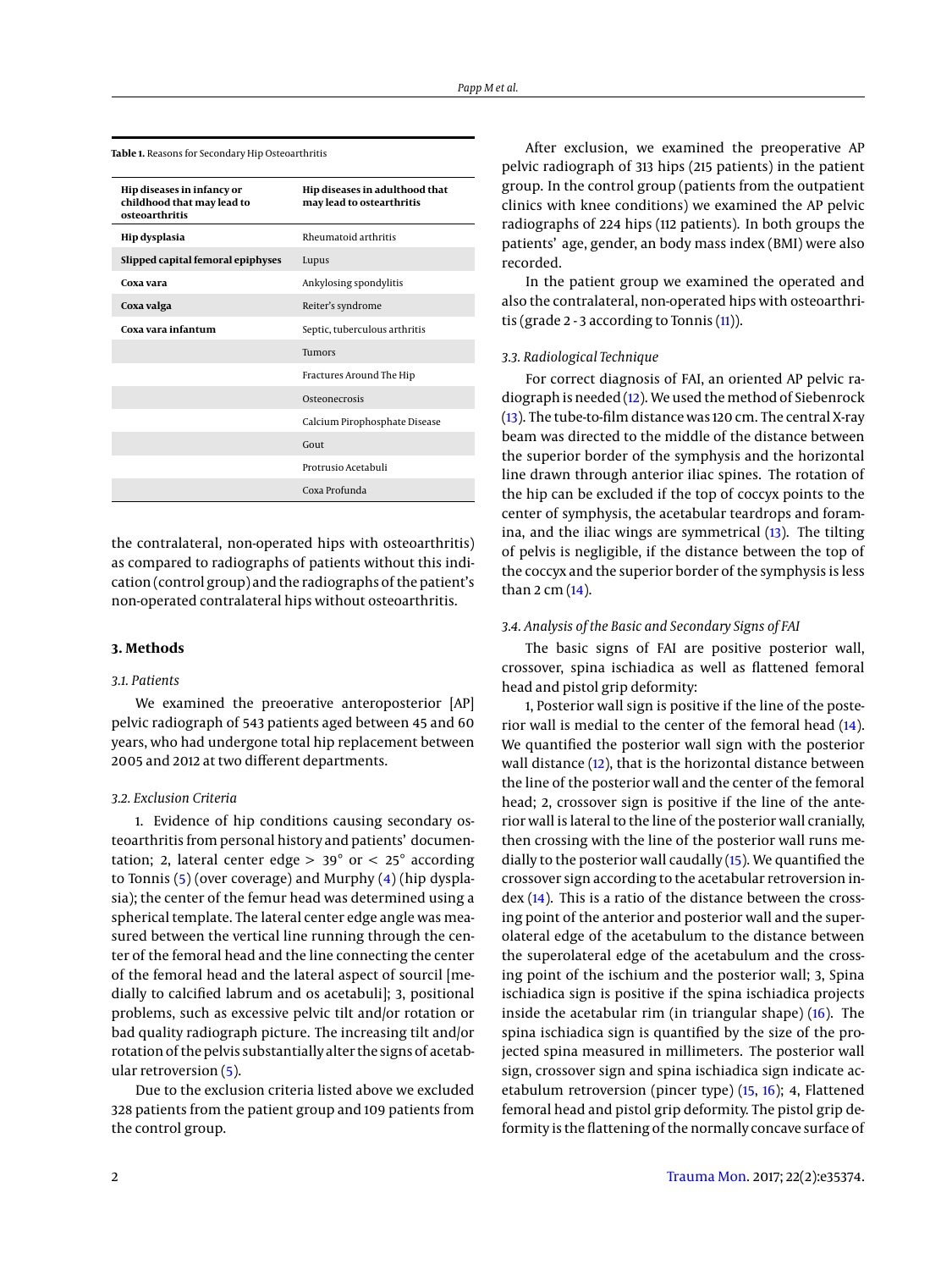**Table 1.** Reasons for Secondary Hip Osteoarthritis

| Hip diseases in infancy or childhood that may lead to osteoarthritis | Hip diseases in adulthood that may lead to ostearthritis |
| --- | --- |
| **Hip dysplasia** | Rheumatoid arthritis |
| **Slipped capital femoral epiphyses** | Lupus |
| **Coxa vara** | Ankylosing spondylitis |
| **Coxa valga** | Reiter's syndrome |
| **Coxa vara infantum** | Septic, tuberculous arthritis |
| | Tumors |
| | Fractures Around The Hip |
| | Osteonecrosis |
| | Calcium Pirophosphate Disease |
| | Gout |
| | Protrusio Acetabuli |
| | Coxa Profunda |

the contralateral, non-operated hips with osteoarthritis) as compared to radiographs of patients without this indication (control group) and the radiographs of the patient's non-operated contralateral hips without osteoarthritis.

## 3. Methods

### 3.1. Patients

We examined the preoerative anteroposterior [AP] pelvic radiograph of 543 patients aged between 45 and 60 years, who had undergone total hip replacement between 2005 and 2012 at two different departments.

### 3.2. Exclusion Criteria

1. Evidence of hip conditions causing secondary osteoarthritis from personal history and patients' documentation; 2, lateral center edge > 39° or < 25° according to Tonnis (5) (over coverage) and Murphy (4) (hip dysplasia); the center of the femur head was determined using a spherical template. The lateral center edge angle was measured between the vertical line running through the center of the femoral head and the line connecting the center of the femoral head and the lateral aspect of sourcil [medially to calcified labrum and os acetabuli]; 3, positional problems, such as excessive pelvic tilt and/or rotation or bad quality radiograph picture. The increasing tilt and/or rotation of the pelvis substantially alter the signs of acetabular retroversion (5).

Due to the exclusion criteria listed above we excluded 328 patients from the patient group and 109 patients from the control group.

After exclusion, we examined the preoperative AP pelvic radiograph of 313 hips (215 patients) in the patient group. In the control group (patients from the outpatient clinics with knee conditions) we examined the AP pelvic radiographs of 224 hips (112 patients). In both groups the patients' age, gender, an body mass index (BMI) were also recorded.

In the patient group we examined the operated and also the contralateral, non-operated hips with osteoarthritis (grade 2 - 3 according to Tonnis (11)).

### 3.3. Radiological Technique

For correct diagnosis of FAI, an oriented AP pelvic radiograph is needed (12). We used the method of Siebenrock (13). The tube-to-film distance was 120 cm. The central X-ray beam was directed to the middle of the distance between the superior border of the symphysis and the horizontal line drawn through anterior iliac spines. The rotation of the hip can be excluded if the top of coccyx points to the center of symphysis, the acetabular teardrops and foramina, and the iliac wings are symmetrical (13). The tilting of pelvis is negligible, if the distance between the top of the coccyx and the superior border of the symphysis is less than 2 cm (14).

### 3.4. Analysis of the Basic and Secondary Signs of FAI

The basic signs of FAI are positive posterior wall, crossover, spina ischiadica as well as flattened femoral head and pistol grip deformity:

1, Posterior wall sign is positive if the line of the posterior wall is medial to the center of the femoral head (14). We quantified the posterior wall sign with the posterior wall distance (12), that is the horizontal distance between the line of the posterior wall and the center of the femoral head; 2, crossover sign is positive if the line of the anterior wall is lateral to the line of the posterior wall cranially, then crossing with the line of the posterior wall runs medially to the posterior wall caudally (15). We quantified the crossover sign according to the acetabular retroversion index (14). This is a ratio of the distance between the crossing point of the anterior and posterior wall and the superolateral edge of the acetabulum to the distance between the superolateral edge of the acetabulum and the crossing point of the ischium and the posterior wall; 3, Spina ischiadica sign is positive if the spina ischiadica projects inside the acetabular rim (in triangular shape) (16). The spina ischiadica sign is quantified by the size of the projected spina measured in millimeters. The posterior wall sign, crossover sign and spina ischiadica sign indicate acetabulum retroversion (pincer type) (15, 16); 4, Flattened femoral head and pistol grip deformity. The pistol grip deformity is the flattening of the normally concave surface of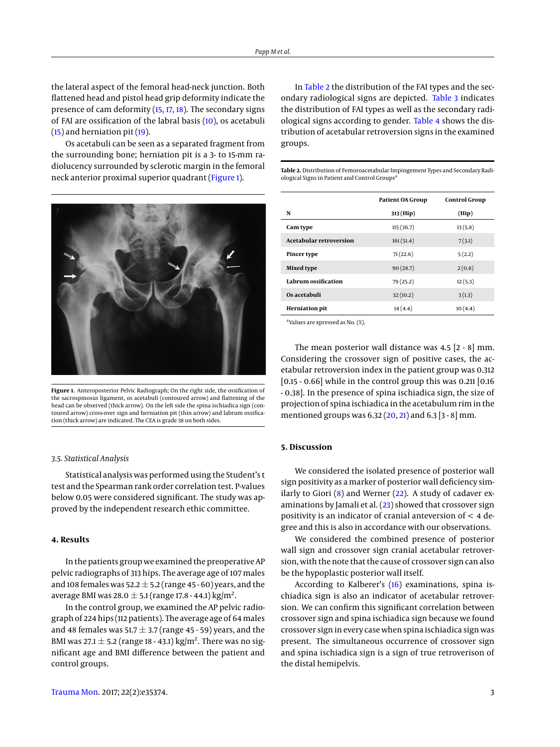the lateral aspect of the femoral head-neck junction. Both flattened head and pistol head grip deformity indicate the presence of cam deformity (15, 17, 18). The secondary signs of FAI are ossification of the labral basis (10), os acetabuli (15) and herniation pit (19).

Os acetabuli can be seen as a separated fragment from the surrounding bone; herniation pit is a 3- to 15-mm radiolucency surrounded by sclerotic margin in the femoral neck anterior proximal superior quadrant (Figure 1).

**Figure 1.** Anteroposterior Pelvic Radiograph; On the right side, the ossification of the sacrospinosus ligament, os acetabuli (contoured arrow) and flattening of the head can be observed (thick arrow). On the left side the spina ischiadica sign (contoured arrow) cross-over sign and herniation pit (thin arrow) and labrum ossification (thick arrow) are indicated. The CEA is grade 38 on both sides.

### 3.5. Statistical Analysis

Statistical analysis was performed using the Student's t test and the Spearman rank order correlation test. P-values below 0.05 were considered significant. The study was approved by the independent research ethic committee.

## 4. Results

In the patients group we examined the preoperative AP pelvic radiographs of 313 hips. The average age of 107 males and 108 females was 52.2 ± 5.2 (range 45 - 60) years, and the average BMI was 28.0 ± 5.1 (range 17.8 - 44.1) kg/m$^2$.

In the control group, we examined the AP pelvic radiograph of 224 hips (112 patients). The average age of 64 males and 48 females was 51.7 ± 3.7 (range 45 - 59) years, and the BMI was 27.1 ± 5.2 (range 18 - 43.1) kg/m$^2$. There was no significant age and BMI difference between the patient and control groups.

In Table 2 the distribution of the FAI types and the secondary radiological signs are depicted. Table 3 indicates the distribution of FAI types as well as the secondary radiological signs according to gender. Table 4 shows the distribution of acetabular retroversion signs in the examined groups.

**Table 2.** Distribution of Femoroacetabular Impingement Types and Secondary Radiological Signs in Patient and Control Groups[a]

| | Patient OA Group | Control Group |
|---|---|---|
| **N** | **313 (Hip)** | **(Hip)** |
| **Cam type** | 115 (36.7) | 13 (5.8) |
| **Acetabular retroversion** | 161 (51.4) | 7 (3.1) |
| **Pincer type** | 71 (22.6) | 5 (2.2) |
| **Mixed type** | 90 (28.7) | 2 (0.8) |
| **Labrum ossification** | 79 (25.2) | 12 (5.3) |
| **Os acetabuli** | 32 (10.2) | 3 (1.3) |
| **Herniation pit** | 14 (4.4) | 10 (4.4) |

[a]Values are xpressed as No. (%).

The mean posterior wall distance was 4.5 [2 - 8] mm. Considering the crossover sign of positive cases, the acetabular retroversion index in the patient group was 0.312 [0.15 - 0.66] while in the control group this was 0.211 [0.16 - 0.38]. In the presence of spina ischiadica sign, the size of projection of spina ischiadica in the acetabulum rim in the mentioned groups was 6.32 (20, 21) and 6.3 [3 - 8] mm.

## 5. Discussion

We considered the isolated presence of posterior wall sign positivity as a marker of posterior wall deficiency similarly to Giori (8) and Werner (22). A study of cadaver examinations by Jamali et al. (23) showed that crossover sign positivity is an indicator of cranial anteversion of < 4 degree and this is also in accordance with our observations.

We considered the combined presence of posterior wall sign and crossover sign cranial acetabular retroversion, with the note that the cause of crossover sign can also be the hypoplastic posterior wall itself.

According to Kalberer's (16) examinations, spina ischiadica sign is also an indicator of acetabular retroversion. We can confirm this significant correlation between crossover sign and spina ischiadica sign because we found crossover sign in every case when spina ischiadica sign was present. The simultaneous occurrence of crossover sign and spina ischiadica sign is a sign of true retroverison of the distal hemipelvis.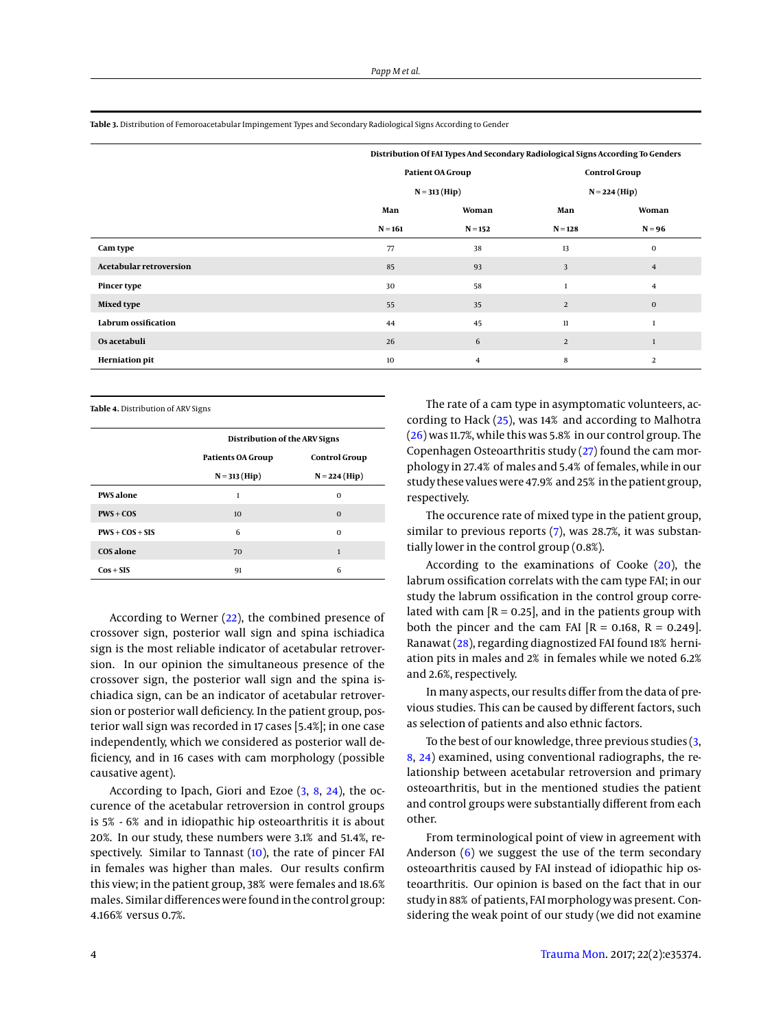**Table 3.** Distribution of Femoroacetabular Impingement Types and Secondary Radiological Signs According to Gender

| | Distribution Of FAI Types And Secondary Radiological Signs According To Genders | | | |
|---|---|---|---|---|
| | Patient OA Group N = 313 (Hip) | | Control Group N = 224 (Hip) | |
| | Man N = 161 | Woman N = 152 | Man N = 128 | Woman N = 96 |
| **Cam type** | 77 | 38 | 13 | 0 |
| **Acetabular retroversion** | 85 | 93 | 3 | 4 |
| **Pincer type** | 30 | 58 | 1 | 4 |
| **Mixed type** | 55 | 35 | 2 | 0 |
| **Labrum ossification** | 44 | 45 | 11 | 1 |
| **Os acetabuli** | 26 | 6 | 2 | 1 |
| **Herniation pit** | 10 | 4 | 8 | 2 |

**Table 4.** Distribution of ARV Signs

| | Distribution of the ARV Signs | |
|---|---|---|
| | Patients OA Group N = 313 (Hip) | Control Group N = 224 (Hip) |
| **PWS alone** | 1 | 0 |
| **PWS + COS** | 10 | 0 |
| **PWS + COS + SIS** | 6 | 0 |
| **COS alone** | 70 | 1 |
| **Cos + SIS** | 91 | 6 |

According to Werner (22), the combined presence of crossover sign, posterior wall sign and spina ischiadica sign is the most reliable indicator of acetabular retroversion. In our opinion the simultaneous presence of the crossover sign, the posterior wall sign and the spina ischiadica sign, can be an indicator of acetabular retroversion or posterior wall deficiency. In the patient group, posterior wall sign was recorded in 17 cases [5.4%]; in one case independently, which we considered as posterior wall deficiency, and in 16 cases with cam morphology (possible causative agent).

According to Ipach, Giori and Ezoe (3, 8, 24), the occurence of the acetabular retroversion in control groups is 5% - 6% and in idiopathic hip osteoarthritis it is about 20%. In our study, these numbers were 3.1% and 51.4%, respectively. Similar to Tannast (10), the rate of pincer FAI in females was higher than males. Our results confirm this view; in the patient group, 38% were females and 18.6% males. Similar differences were found in the control group: 4.166% versus 0.7%.

The rate of a cam type in asymptomatic volunteers, according to Hack (25), was 14% and according to Malhotra (26) was 11.7%, while this was 5.8% in our control group. The Copenhagen Osteoarthritis study (27) found the cam morphology in 27.4% of males and 5.4% of females, while in our study these values were 47.9% and 25% in the patient group, respectively.

The occurence rate of mixed type in the patient group, similar to previous reports (7), was 28.7%, it was substantially lower in the control group (0.8%).

According to the examinations of Cooke (20), the labrum ossification correlats with the cam type FAI; in our study the labrum ossification in the control group correlated with cam [R = 0.25], and in the patients group with both the pincer and the cam FAI [R = 0.168, R = 0.249]. Ranawat (28), regarding diagnostized FAI found 18% herniation pits in males and 2% in females while we noted 6.2% and 2.6%, respectively.

In many aspects, our results differ from the data of previous studies. This can be caused by different factors, such as selection of patients and also ethnic factors.

To the best of our knowledge, three previous studies (3, 8, 24) examined, using conventional radiographs, the relationship between acetabular retroversion and primary osteoarthritis, but in the mentioned studies the patient and control groups were substantially different from each other.

From terminological point of view in agreement with Anderson (6) we suggest the use of the term secondary osteoarthritis caused by FAI instead of idiopathic hip osteoarthritis. Our opinion is based on the fact that in our study in 88% of patients, FAI morphology was present. Considering the weak point of our study (we did not examine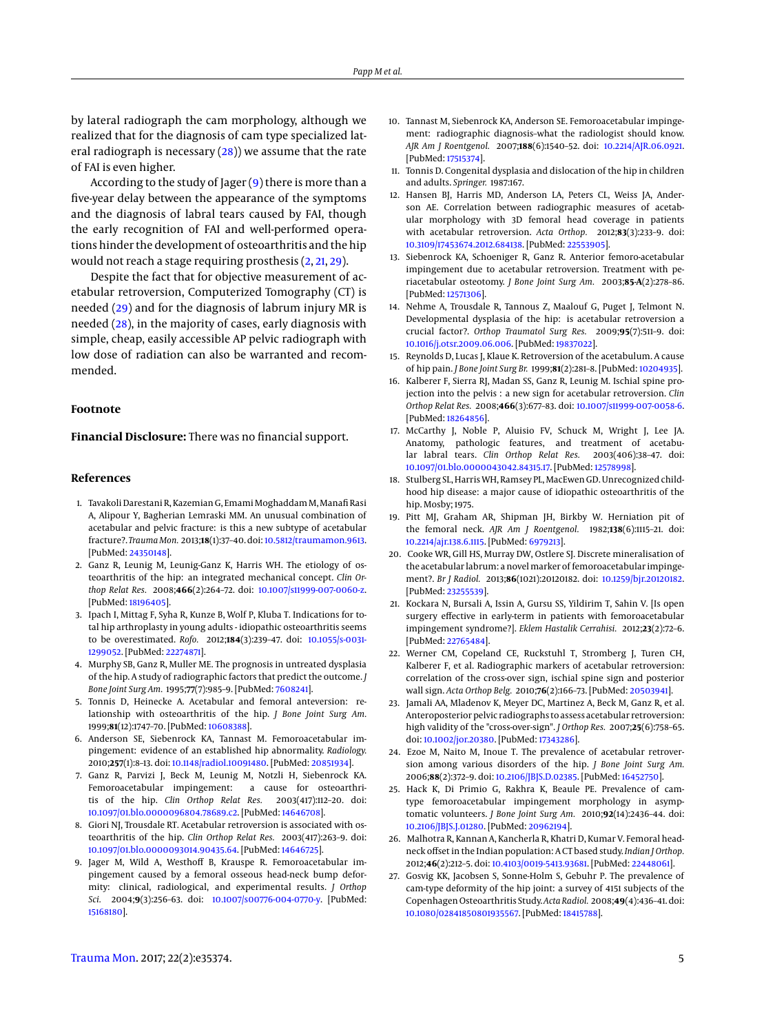by lateral radiograph the cam morphology, although we realized that for the diagnosis of cam type specialized lateral radiograph is necessary (28)) we assume that the rate of FAI is even higher.

According to the study of Jager (9) there is more than a five-year delay between the appearance of the symptoms and the diagnosis of labral tears caused by FAI, though the early recognition of FAI and well-performed operations hinder the development of osteoarthritis and the hip would not reach a stage requiring prosthesis (2, 21, 29).

Despite the fact that for objective measurement of acetabular retroversion, Computerized Tomography (CT) is needed (29) and for the diagnosis of labrum injury MR is needed (28), in the majority of cases, early diagnosis with simple, cheap, easily accessible AP pelvic radiograph with low dose of radiation can also be warranted and recommended.

## Footnote

**Financial Disclosure:** There was no financial support.

## References

1. Tavakoli Darestani R, Kazemian G, Emami Moghaddam M, Manafi Rasi A, Alipour Y, Bagherian Lemraski MM. An unusual combination of acetabular and pelvic fracture: is this a new subtype of acetabular fracture?. *Trauma Mon.* 2013;**18**(1):37–40. doi: 10.5812/traumamon.9613. [PubMed: 24350148].
2. Ganz R, Leunig M, Leunig-Ganz K, Harris WH. The etiology of osteoarthritis of the hip: an integrated mechanical concept. *Clin Orthop Relat Res.* 2008;**466**(2):264–72. doi: 10.1007/s11999-007-0060-z. [PubMed: 18196405].
3. Ipach I, Mittag F, Syha R, Kunze B, Wolf P, Kluba T. Indications for total hip arthroplasty in young adults - idiopathic osteoarthritis seems to be overestimated. *Rofo.* 2012;**184**(3):239–47. doi: 10.1055/s-0031-1299052. [PubMed: 22274871].
4. Murphy SB, Ganz R, Muller ME. The prognosis in untreated dysplasia of the hip. A study of radiographic factors that predict the outcome. *J Bone Joint Surg Am.* 1995;**77**(7):985–9. [PubMed: 7608241].
5. Tonnis D, Heinecke A. Acetabular and femoral anteversion: relationship with osteoarthritis of the hip. *J Bone Joint Surg Am.* 1999;**81**(12):1747–70. [PubMed: 10608388].
6. Anderson SE, Siebenrock KA, Tannast M. Femoroacetabular impingement: evidence of an established hip abnormality. *Radiology.* 2010;**257**(1):8–13. doi: 10.1148/radiol.10091480. [PubMed: 20851934].
7. Ganz R, Parvizi J, Beck M, Leunig M, Notzli H, Siebenrock KA. Femoroacetabular impingement: a cause for osteoarthritis of the hip. *Clin Orthop Relat Res.* 2003(417):112–20. doi: 10.1097/01.blo.0000096804.78689.c2. [PubMed: 14646708].
8. Giori NJ, Trousdale RT. Acetabular retroversion is associated with osteoarthritis of the hip. *Clin Orthop Relat Res.* 2003(417):263–9. doi: 10.1097/01.blo.0000093014.90435.64. [PubMed: 14646725].
9. Jager M, Wild A, Westhoff B, Krauspe R. Femoroacetabular impingement caused by a femoral osseous head-neck bump deformity: clinical, radiological, and experimental results. *J Orthop Sci.* 2004;**9**(3):256–63. doi: 10.1007/s00776-004-0770-y. [PubMed: 15168180].
10. Tannast M, Siebenrock KA, Anderson SE. Femoroacetabular impingement: radiographic diagnosis–what the radiologist should know. *AJR Am J Roentgenol.* 2007;**188**(6):1540–52. doi: 10.2214/AJR.06.0921. [PubMed: 17515374].
11. Tonnis D. Congenital dysplasia and dislocation of the hip in children and adults. *Springer.* 1987:167.
12. Hansen BJ, Harris MD, Anderson LA, Peters CL, Weiss JA, Anderson AE. Correlation between radiographic measures of acetabular morphology with 3D femoral head coverage in patients with acetabular retroversion. *Acta Orthop.* 2012;**83**(3):233–9. doi: 10.3109/17453674.2012.684138. [PubMed: 22553905].
13. Siebenrock KA, Schoeniger R, Ganz R. Anterior femoro-acetabular impingement due to acetabular retroversion. Treatment with periacetabular osteotomy. *J Bone Joint Surg Am.* 2003;**85-A**(2):278–86. [PubMed: 12571306].
14. Nehme A, Trousdale R, Tannous Z, Maalouf G, Puget J, Telmont N. Developmental dysplasia of the hip: is acetabular retroversion a crucial factor?. *Orthop Traumatol Surg Res.* 2009;**95**(7):511–9. doi: 10.1016/j.otsr.2009.06.006. [PubMed: 19837022].
15. Reynolds D, Lucas J, Klaue K. Retroversion of the acetabulum. A cause of hip pain. *J Bone Joint Surg Br.* 1999;**81**(2):281–8. [PubMed: 10204935].
16. Kalberer F, Sierra RJ, Madan SS, Ganz R, Leunig M. Ischial spine projection into the pelvis : a new sign for acetabular retroversion. *Clin Orthop Relat Res.* 2008;**466**(3):677–83. doi: 10.1007/s11999-007-0058-6. [PubMed: 18264856].
17. McCarthy J, Noble P, Aluisio FV, Schuck M, Wright J, Lee JA. Anatomy, pathologic features, and treatment of acetabular labral tears. *Clin Orthop Relat Res.* 2003(406):38–47. doi: 10.1097/01.blo.0000043042.84315.17. [PubMed: 12578998].
18. Stulberg SL, Harris WH, Ramsey PL, MacEwen GD. Unrecognized childhood hip disease: a major cause of idiopathic osteoarthritis of the hip. Mosby; 1975.
19. Pitt MJ, Graham AR, Shipman JH, Birkby W. Herniation pit of the femoral neck. *AJR Am J Roentgenol.* 1982;**138**(6):1115–21. doi: 10.2214/ajr.138.6.1115. [PubMed: 6979213].
20. Cooke WR, Gill HS, Murray DW, Ostlere SJ. Discrete mineralisation of the acetabular labrum: a novel marker of femoroacetabular impingement?. *Br J Radiol.* 2013;**86**(1021):20120182. doi: 10.1259/bjr.20120182. [PubMed: 23255539].
21. Kockara N, Bursali A, Issin A, Gursu SS, Yildirim T, Sahin V. [Is open surgery effective in early-term in patients with femoroacetabular impingement syndrome?]. *Eklem Hastalik Cerrahisi.* 2012;**23**(2):72–6. [PubMed: 22765484].
22. Werner CM, Copeland CE, Ruckstuhl T, Stromberg J, Turen CH, Kalberer F, et al. Radiographic markers of acetabular retroversion: correlation of the cross-over sign, ischial spine sign and posterior wall sign. *Acta Orthop Belg.* 2010;**76**(2):166–73. [PubMed: 20503941].
23. Jamali AA, Mladenov K, Meyer DC, Martinez A, Beck M, Ganz R, et al. Anteroposterior pelvic radiographs to assess acetabular retroversion: high validity of the "cross-over-sign". *J Orthop Res.* 2007;**25**(6):758–65. doi: 10.1002/jor.20380. [PubMed: 17343286].
24. Ezoe M, Naito M, Inoue T. The prevalence of acetabular retroversion among various disorders of the hip. *J Bone Joint Surg Am.* 2006;**88**(2):372–9. doi: 10.2106/JBJS.D.02385. [PubMed: 16452750].
25. Hack K, Di Primio G, Rakhra K, Beaule PE. Prevalence of cam-type femoroacetabular impingement morphology in asymptomatic volunteers. *J Bone Joint Surg Am.* 2010;**92**(14):2436–44. doi: 10.2106/JBJS.J.01280. [PubMed: 20962194].
26. Malhotra R, Kannan A, Kancherla R, Khatri D, Kumar V. Femoral head-neck offset in the Indian population: A CT based study. *Indian J Orthop.* 2012;**46**(2):212–5. doi: 10.4103/0019-5413.93681. [PubMed: 22448061].
27. Gosvig KK, Jacobsen S, Sonne-Holm S, Gebuhr P. The prevalence of cam-type deformity of the hip joint: a survey of 4151 subjects of the Copenhagen Osteoarthritis Study. *Acta Radiol.* 2008;**49**(4):436–41. doi: 10.1080/02841850801935567. [PubMed: 18415788].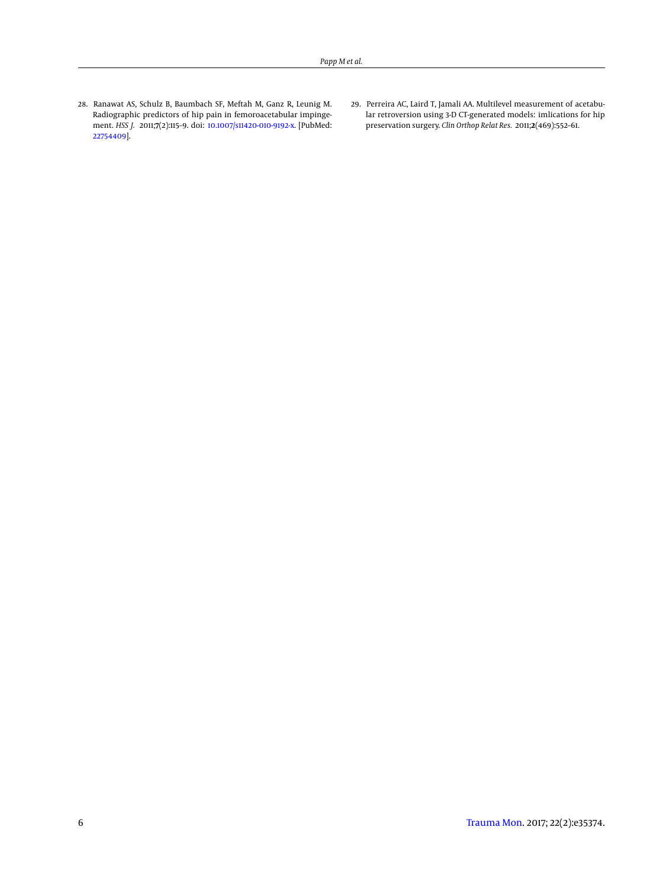28. Ranawat AS, Schulz B, Baumbach SF, Meftah M, Ganz R, Leunig M. Radiographic predictors of hip pain in femoroacetabular impingement. *HSS J.* 2011;**7**(2):115–9. doi: 10.1007/s11420-010-9192-x. [PubMed: 22754409].

29. Perreira AC, Laird T, Jamali AA. Multilevel measurement of acetabular retroversion using 3-D CT-generated models: imlications for hip preservation surgery. *Clin Orthop Relat Res.* 2011;**2**(469):552–61.